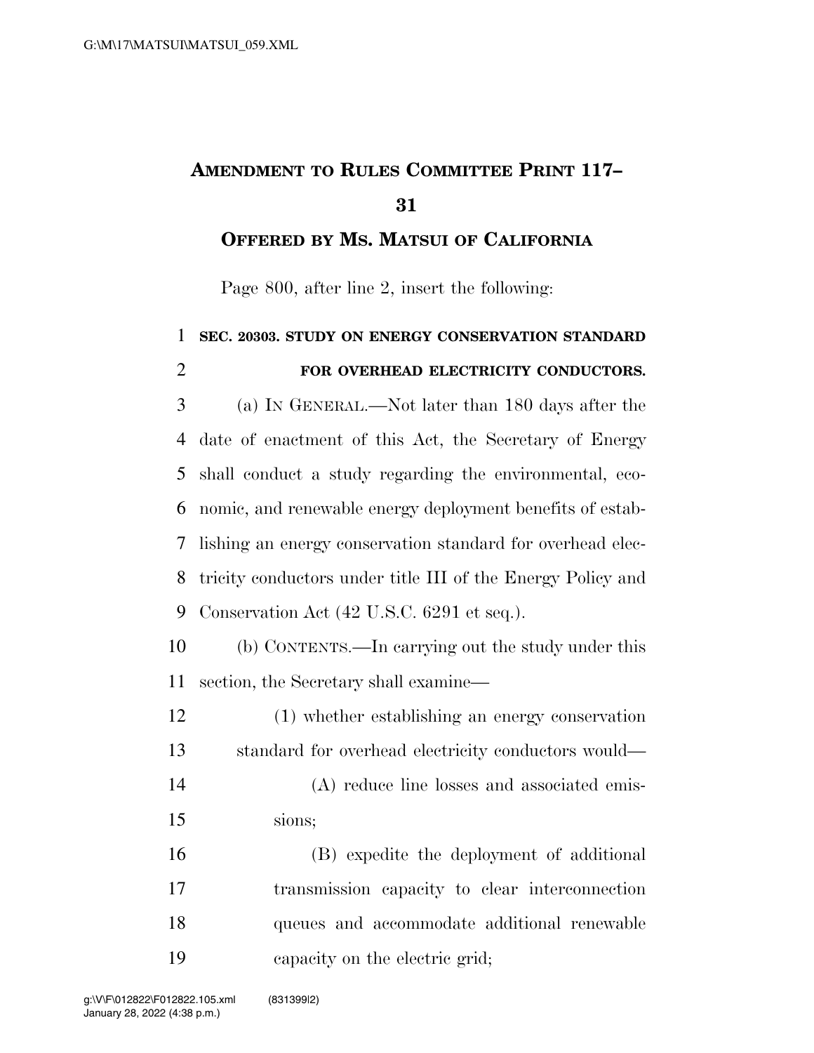# AMENDMENT TO RULES COMMITTEE PRINT 117–31

## OFFERED BY MS. MATSUI OF CALIFORNIA

Page 800, after line 2, insert the following:

**SEC. 20303. STUDY ON ENERGY CONSERVATION STANDARD FOR OVERHEAD ELECTRICITY CONDUCTORS.**

(a) IN GENERAL.—Not later than 180 days after the date of enactment of this Act, the Secretary of Energy shall conduct a study regarding the environmental, economic, and renewable energy deployment benefits of establishing an energy conservation standard for overhead electricity conductors under title III of the Energy Policy and Conservation Act (42 U.S.C. 6291 et seq.).

(b) CONTENTS.—In carrying out the study under this section, the Secretary shall examine—

(1) whether establishing an energy conservation standard for overhead electricity conductors would—

(A) reduce line losses and associated emissions;

(B) expedite the deployment of additional transmission capacity to clear interconnection queues and accommodate additional renewable capacity on the electric grid;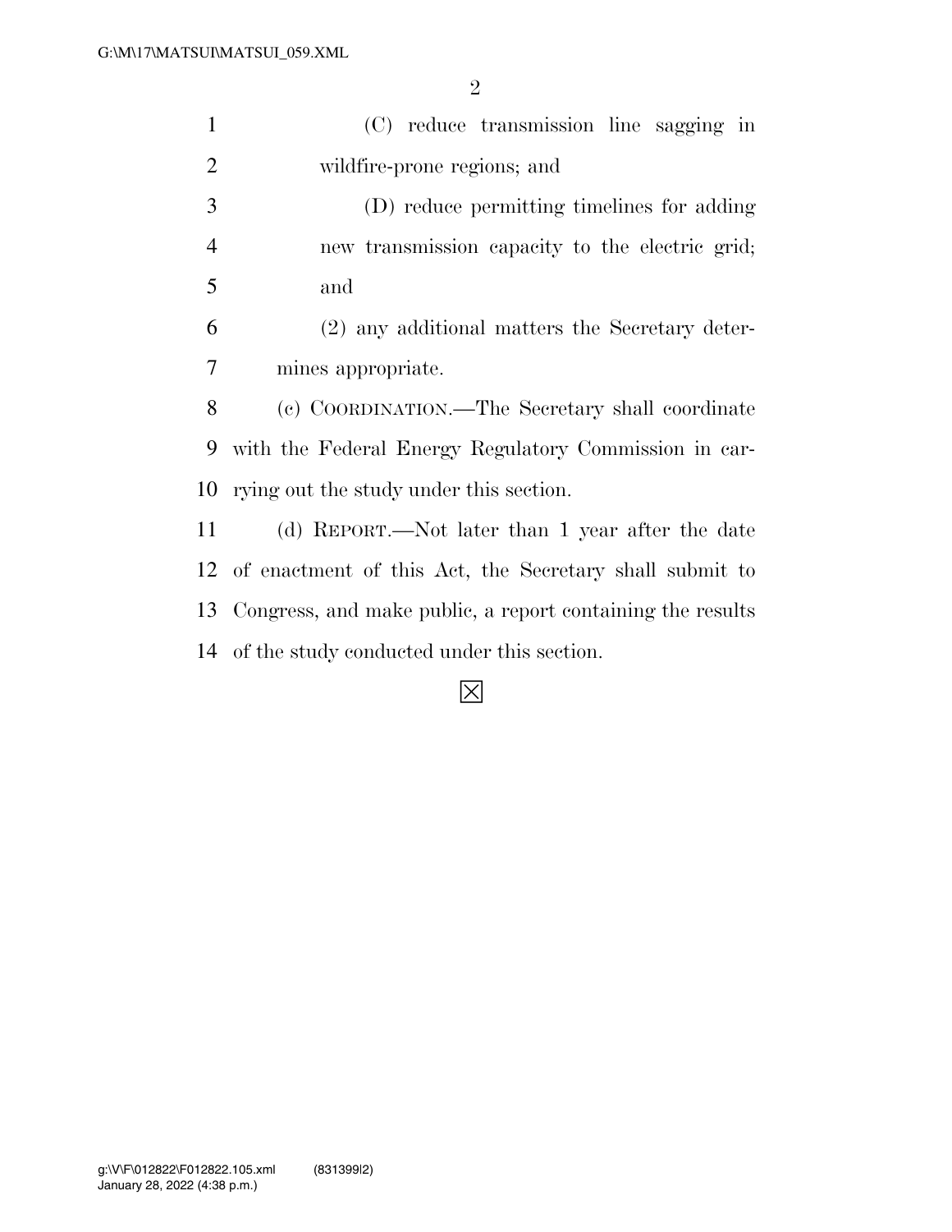(C) reduce transmission line sagging in wildfire-prone regions; and

(D) reduce permitting timelines for adding new transmission capacity to the electric grid; and

(2) any additional matters the Secretary determines appropriate.

(c) COORDINATION.—The Secretary shall coordinate with the Federal Energy Regulatory Commission in carrying out the study under this section.

(d) REPORT.—Not later than 1 year after the date of enactment of this Act, the Secretary shall submit to Congress, and make public, a report containing the results of the study conducted under this section.